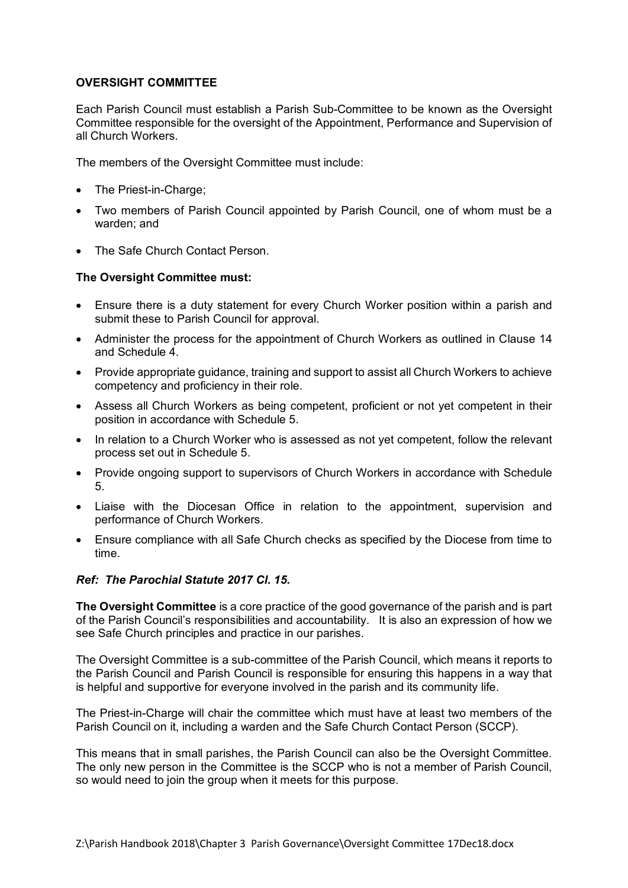**OVERSIGHT COMMITTEE**

Each Parish Council must establish a Parish Sub-Committee to be known as the Oversight Committee responsible for the oversight of the Appointment, Performance and Supervision of all Church Workers.

The members of the Oversight Committee must include:

- The Priest-in-Charge;
- Two members of Parish Council appointed by Parish Council, one of whom must be a warden; and
- The Safe Church Contact Person.

**The Oversight Committee must:**

- Ensure there is a duty statement for every Church Worker position within a parish and submit these to Parish Council for approval.
- Administer the process for the appointment of Church Workers as outlined in Clause 14 and Schedule 4.
- Provide appropriate guidance, training and support to assist all Church Workers to achieve competency and proficiency in their role.
- Assess all Church Workers as being competent, proficient or not yet competent in their position in accordance with Schedule 5.
- In relation to a Church Worker who is assessed as not yet competent, follow the relevant process set out in Schedule 5.
- Provide ongoing support to supervisors of Church Workers in accordance with Schedule 5.
- Liaise with the Diocesan Office in relation to the appointment, supervision and performance of Church Workers.
- Ensure compliance with all Safe Church checks as specified by the Diocese from time to time.

***Ref: The Parochial Statute 2017 Cl. 15.***

**The Oversight Committee** is a core practice of the good governance of the parish and is part of the Parish Council's responsibilities and accountability. It is also an expression of how we see Safe Church principles and practice in our parishes.

The Oversight Committee is a sub-committee of the Parish Council, which means it reports to the Parish Council and Parish Council is responsible for ensuring this happens in a way that is helpful and supportive for everyone involved in the parish and its community life.

The Priest-in-Charge will chair the committee which must have at least two members of the Parish Council on it, including a warden and the Safe Church Contact Person (SCCP).

This means that in small parishes, the Parish Council can also be the Oversight Committee. The only new person in the Committee is the SCCP who is not a member of Parish Council, so would need to join the group when it meets for this purpose.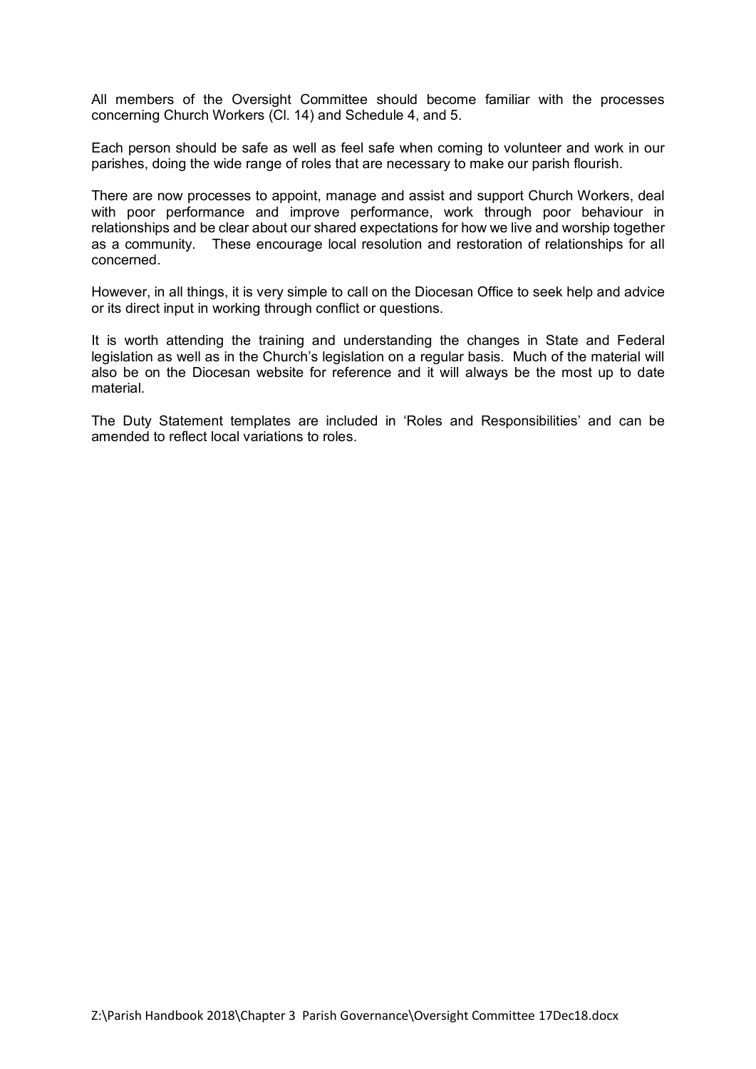All members of the Oversight Committee should become familiar with the processes concerning Church Workers (Cl. 14) and Schedule 4, and 5.

Each person should be safe as well as feel safe when coming to volunteer and work in our parishes, doing the wide range of roles that are necessary to make our parish flourish.

There are now processes to appoint, manage and assist and support Church Workers, deal with poor performance and improve performance, work through poor behaviour in relationships and be clear about our shared expectations for how we live and worship together as a community. These encourage local resolution and restoration of relationships for all concerned.

However, in all things, it is very simple to call on the Diocesan Office to seek help and advice or its direct input in working through conflict or questions.

It is worth attending the training and understanding the changes in State and Federal legislation as well as in the Church's legislation on a regular basis. Much of the material will also be on the Diocesan website for reference and it will always be the most up to date material.

The Duty Statement templates are included in 'Roles and Responsibilities' and can be amended to reflect local variations to roles.